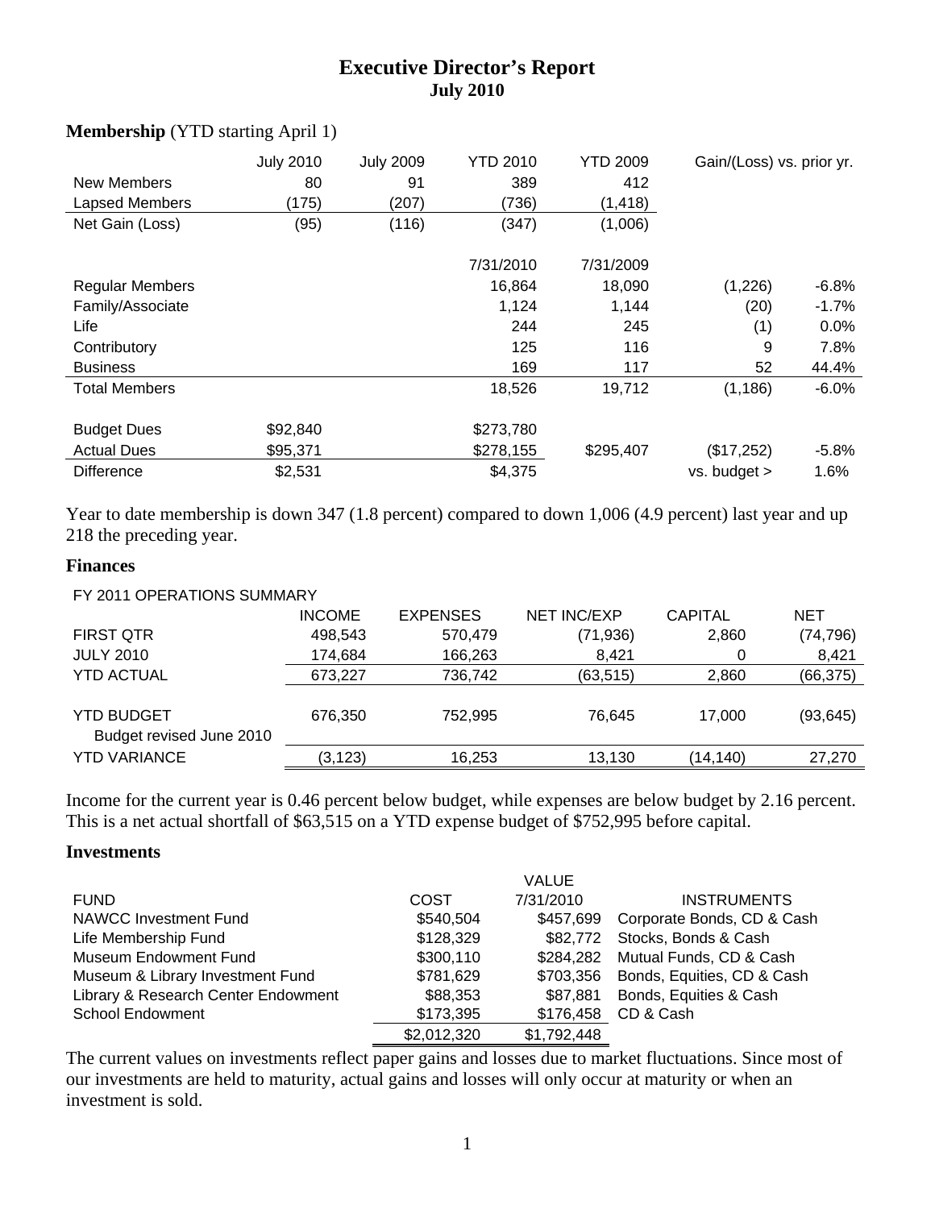# Executive Director's Report
## July 2010

**Membership** (YTD starting April 1)

| | July 2010 | July 2009 | YTD 2010 | YTD 2009 | Gain/(Loss) vs. prior yr. | |
|---|---|---|---|---|---|---|
| New Members | 80 | 91 | 389 | 412 | | |
| Lapsed Members | (175) | (207) | (736) | (1,418) | | |
| Net Gain (Loss) | (95) | (116) | (347) | (1,006) | | |
| | | | 7/31/2010 | 7/31/2009 | | |
| Regular Members | | | 16,864 | 18,090 | (1,226) | -6.8% |
| Family/Associate | | | 1,124 | 1,144 | (20) | -1.7% |
| Life | | | 244 | 245 | (1) | 0.0% |
| Contributory | | | 125 | 116 | 9 | 7.8% |
| Business | | | 169 | 117 | 52 | 44.4% |
| Total Members | | | 18,526 | 19,712 | (1,186) | -6.0% |
| Budget Dues | $92,840 | | $273,780 | | | |
| Actual Dues | $95,371 | | $278,155 | $295,407 | ($17,252) | -5.8% |
| Difference | $2,531 | | $4,375 | | vs. budget > | 1.6% |

Year to date membership is down 347 (1.8 percent) compared to down 1,006 (4.9 percent) last year and up 218 the preceding year.

### Finances

FY 2011 OPERATIONS SUMMARY

| | INCOME | EXPENSES | NET INC/EXP | CAPITAL | NET |
|---|---|---|---|---|---|
| FIRST QTR | 498,543 | 570,479 | (71,936) | 2,860 | (74,796) |
| JULY 2010 | 174,684 | 166,263 | 8,421 | 0 | 8,421 |
| YTD ACTUAL | 673,227 | 736,742 | (63,515) | 2,860 | (66,375) |
| YTD BUDGET<br>Budget revised June 2010 | 676,350 | 752,995 | 76,645 | 17,000 | (93,645) |
| YTD VARIANCE | (3,123) | 16,253 | 13,130 | (14,140) | 27,270 |

Income for the current year is 0.46 percent below budget, while expenses are below budget by 2.16 percent. This is a net actual shortfall of $63,515 on a YTD expense budget of $752,995 before capital.

### Investments

| FUND | COST | VALUE 7/31/2010 | INSTRUMENTS |
|---|---|---|---|
| NAWCC Investment Fund | $540,504 | $457,699 | Corporate Bonds, CD & Cash |
| Life Membership Fund | $128,329 | $82,772 | Stocks, Bonds & Cash |
| Museum Endowment Fund | $300,110 | $284,282 | Mutual Funds, CD & Cash |
| Museum & Library Investment Fund | $781,629 | $703,356 | Bonds, Equities, CD & Cash |
| Library & Research Center Endowment | $88,353 | $87,881 | Bonds, Equities & Cash |
| School Endowment | $173,395 | $176,458 | CD & Cash |
| | $2,012,320 | $1,792,448 | |

The current values on investments reflect paper gains and losses due to market fluctuations. Since most of our investments are held to maturity, actual gains and losses will only occur at maturity or when an investment is sold.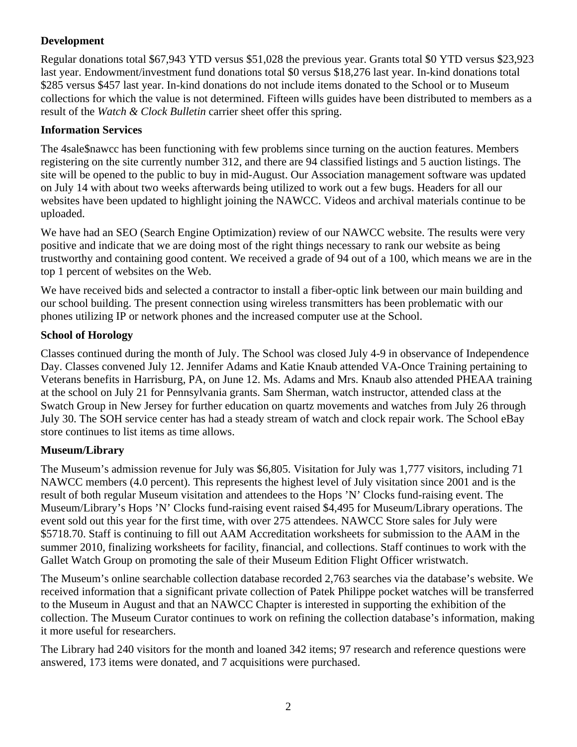**Development**

Regular donations total $67,943 YTD versus $51,028 the previous year. Grants total $0 YTD versus $23,923 last year. Endowment/investment fund donations total $0 versus $18,276 last year. In-kind donations total $285 versus $457 last year. In-kind donations do not include items donated to the School or to Museum collections for which the value is not determined. Fifteen wills guides have been distributed to members as a result of the *Watch & Clock Bulletin* carrier sheet offer this spring.

**Information Services**

The 4sale$nawcc has been functioning with few problems since turning on the auction features. Members registering on the site currently number 312, and there are 94 classified listings and 5 auction listings. The site will be opened to the public to buy in mid-August. Our Association management software was updated on July 14 with about two weeks afterwards being utilized to work out a few bugs. Headers for all our websites have been updated to highlight joining the NAWCC. Videos and archival materials continue to be uploaded.

We have had an SEO (Search Engine Optimization) review of our NAWCC website. The results were very positive and indicate that we are doing most of the right things necessary to rank our website as being trustworthy and containing good content. We received a grade of 94 out of a 100, which means we are in the top 1 percent of websites on the Web.

We have received bids and selected a contractor to install a fiber-optic link between our main building and our school building. The present connection using wireless transmitters has been problematic with our phones utilizing IP or network phones and the increased computer use at the School.

**School of Horology**

Classes continued during the month of July. The School was closed July 4-9 in observance of Independence Day. Classes convened July 12. Jennifer Adams and Katie Knaub attended VA-Once Training pertaining to Veterans benefits in Harrisburg, PA, on June 12. Ms. Adams and Mrs. Knaub also attended PHEAA training at the school on July 21 for Pennsylvania grants. Sam Sherman, watch instructor, attended class at the Swatch Group in New Jersey for further education on quartz movements and watches from July 26 through July 30. The SOH service center has had a steady stream of watch and clock repair work. The School eBay store continues to list items as time allows.

**Museum/Library**

The Museum's admission revenue for July was $6,805. Visitation for July was 1,777 visitors, including 71 NAWCC members (4.0 percent). This represents the highest level of July visitation since 2001 and is the result of both regular Museum visitation and attendees to the Hops 'N' Clocks fund-raising event. The Museum/Library's Hops 'N' Clocks fund-raising event raised $4,495 for Museum/Library operations. The event sold out this year for the first time, with over 275 attendees. NAWCC Store sales for July were $5718.70. Staff is continuing to fill out AAM Accreditation worksheets for submission to the AAM in the summer 2010, finalizing worksheets for facility, financial, and collections. Staff continues to work with the Gallet Watch Group on promoting the sale of their Museum Edition Flight Officer wristwatch.

The Museum's online searchable collection database recorded 2,763 searches via the database's website. We received information that a significant private collection of Patek Philippe pocket watches will be transferred to the Museum in August and that an NAWCC Chapter is interested in supporting the exhibition of the collection. The Museum Curator continues to work on refining the collection database's information, making it more useful for researchers.

The Library had 240 visitors for the month and loaned 342 items; 97 research and reference questions were answered, 173 items were donated, and 7 acquisitions were purchased.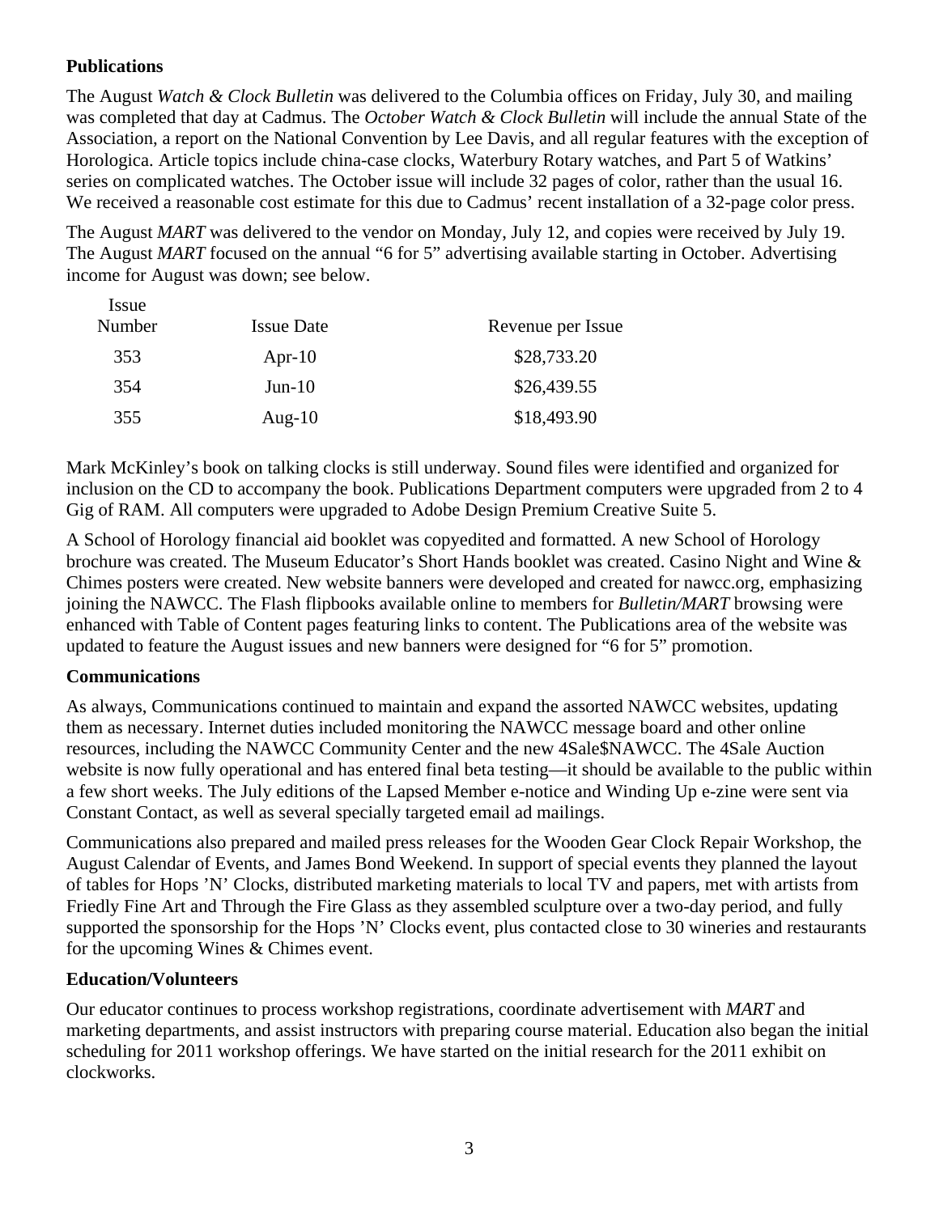**Publications**

The August *Watch & Clock Bulletin* was delivered to the Columbia offices on Friday, July 30, and mailing was completed that day at Cadmus. The *October Watch & Clock Bulletin* will include the annual State of the Association, a report on the National Convention by Lee Davis, and all regular features with the exception of Horologica. Article topics include china-case clocks, Waterbury Rotary watches, and Part 5 of Watkins' series on complicated watches. The October issue will include 32 pages of color, rather than the usual 16. We received a reasonable cost estimate for this due to Cadmus' recent installation of a 32-page color press.

The August *MART* was delivered to the vendor on Monday, July 12, and copies were received by July 19. The August *MART* focused on the annual "6 for 5" advertising available starting in October. Advertising income for August was down; see below.

| Issue Number | Issue Date | Revenue per Issue |
|---|---|---|
| 353 | Apr-10 | $28,733.20 |
| 354 | Jun-10 | $26,439.55 |
| 355 | Aug-10 | $18,493.90 |

Mark McKinley's book on talking clocks is still underway. Sound files were identified and organized for inclusion on the CD to accompany the book. Publications Department computers were upgraded from 2 to 4 Gig of RAM. All computers were upgraded to Adobe Design Premium Creative Suite 5.

A School of Horology financial aid booklet was copyedited and formatted. A new School of Horology brochure was created. The Museum Educator's Short Hands booklet was created. Casino Night and Wine & Chimes posters were created. New website banners were developed and created for nawcc.org, emphasizing joining the NAWCC. The Flash flipbooks available online to members for *Bulletin/MART* browsing were enhanced with Table of Content pages featuring links to content. The Publications area of the website was updated to feature the August issues and new banners were designed for "6 for 5" promotion.

**Communications**

As always, Communications continued to maintain and expand the assorted NAWCC websites, updating them as necessary. Internet duties included monitoring the NAWCC message board and other online resources, including the NAWCC Community Center and the new 4Sale$NAWCC. The 4Sale Auction website is now fully operational and has entered final beta testing—it should be available to the public within a few short weeks. The July editions of the Lapsed Member e-notice and Winding Up e-zine were sent via Constant Contact, as well as several specially targeted email ad mailings.

Communications also prepared and mailed press releases for the Wooden Gear Clock Repair Workshop, the August Calendar of Events, and James Bond Weekend. In support of special events they planned the layout of tables for Hops 'N' Clocks, distributed marketing materials to local TV and papers, met with artists from Friedly Fine Art and Through the Fire Glass as they assembled sculpture over a two-day period, and fully supported the sponsorship for the Hops 'N' Clocks event, plus contacted close to 30 wineries and restaurants for the upcoming Wines & Chimes event.

**Education/Volunteers**

Our educator continues to process workshop registrations, coordinate advertisement with *MART* and marketing departments, and assist instructors with preparing course material. Education also began the initial scheduling for 2011 workshop offerings. We have started on the initial research for the 2011 exhibit on clockworks.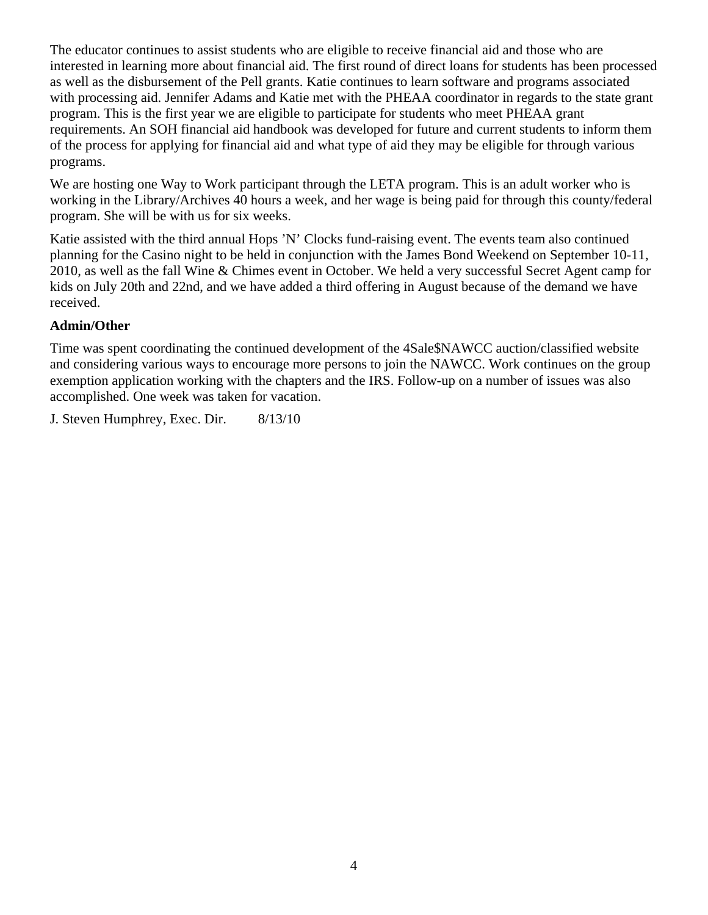The educator continues to assist students who are eligible to receive financial aid and those who are interested in learning more about financial aid. The first round of direct loans for students has been processed as well as the disbursement of the Pell grants. Katie continues to learn software and programs associated with processing aid. Jennifer Adams and Katie met with the PHEAA coordinator in regards to the state grant program. This is the first year we are eligible to participate for students who meet PHEAA grant requirements. An SOH financial aid handbook was developed for future and current students to inform them of the process for applying for financial aid and what type of aid they may be eligible for through various programs.

We are hosting one Way to Work participant through the LETA program. This is an adult worker who is working in the Library/Archives 40 hours a week, and her wage is being paid for through this county/federal program. She will be with us for six weeks.

Katie assisted with the third annual Hops 'N' Clocks fund-raising event. The events team also continued planning for the Casino night to be held in conjunction with the James Bond Weekend on September 10-11, 2010, as well as the fall Wine & Chimes event in October. We held a very successful Secret Agent camp for kids on July 20th and 22nd, and we have added a third offering in August because of the demand we have received.

**Admin/Other**

Time was spent coordinating the continued development of the 4Sale$NAWCC auction/classified website and considering various ways to encourage more persons to join the NAWCC. Work continues on the group exemption application working with the chapters and the IRS. Follow-up on a number of issues was also accomplished. One week was taken for vacation.

J. Steven Humphrey, Exec. Dir. 8/13/10